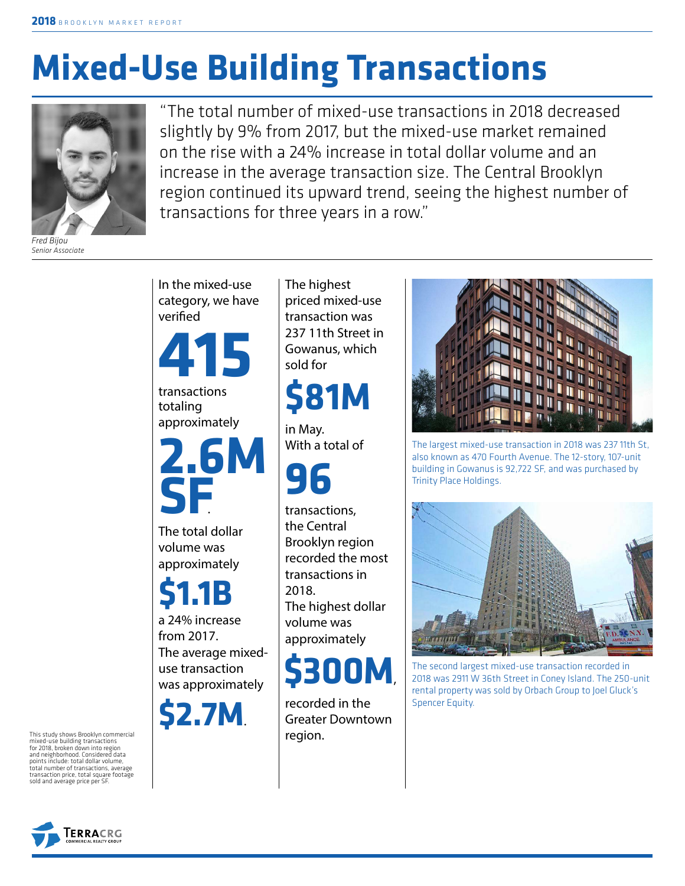# Mixed-Use Building Transactions

"The total number of mixed-use transactions in 2018 decreased slightly by 9% from 2017, but the mixed-use market remained on the rise with a 24% increase in total dollar volume and an increase in the average transaction size. The Central Brooklyn region continued its upward trend, seeing the highest number of transactions for three years in a row."

*Fred Bijou*
*Senior Associate*

In the mixed-use category, we have verified **415** transactions totaling approximately **2.6M SF**.

The total dollar volume was approximately **$1.1B** a 24% increase from 2017.

The average mixed-use transaction was approximately **$2.7M**.

The highest priced mixed-use transaction was 237 11th Street in Gowanus, which sold for **$81M** in May.

With a total of **96** transactions, the Central Brooklyn region recorded the most transactions in 2018.

The highest dollar volume was approximately **$300M**, recorded in the Greater Downtown region.

The largest mixed-use transaction in 2018 was 237 11th St, also known as 470 Fourth Avenue. The 12-story, 107-unit building in Gowanus is 92,722 SF, and was purchased by Trinity Place Holdings.

The second largest mixed-use transaction recorded in 2018 was 2911 W 36th Street in Coney Island. The 250-unit rental property was sold by Orbach Group to Joel Gluck's Spencer Equity.

This study shows Brooklyn commercial mixed-use building transactions for 2018, broken down into region and neighborhood. Considered data points include: total dollar volume, total number of transactions, average transaction price, total square footage sold and average price per SF.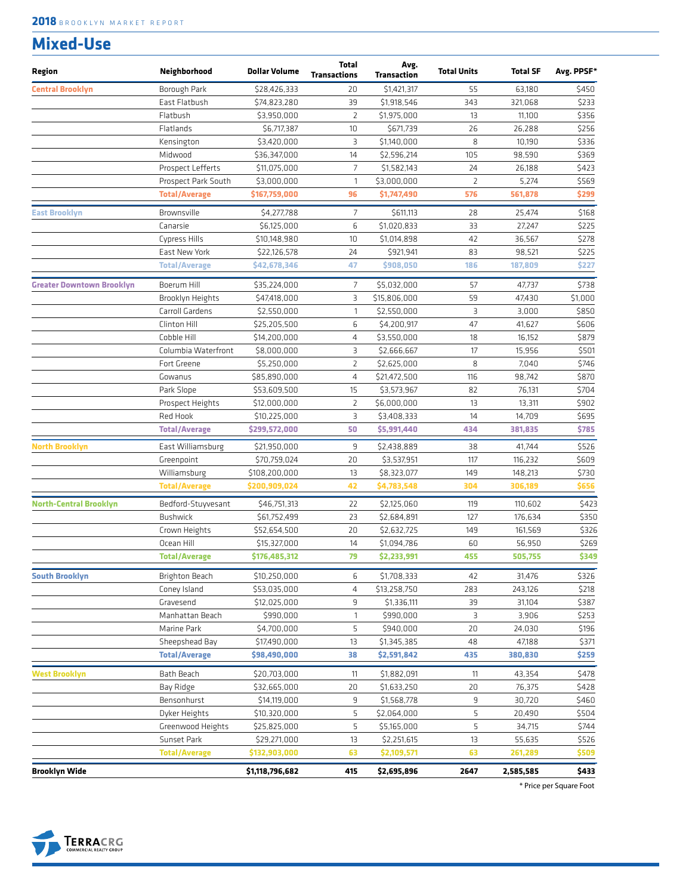# Mixed-Use

| Region | Neighborhood | Dollar Volume | Total Transactions | Avg. Transaction | Total Units | Total SF | Avg. PPSF* |
|---|---|---|---|---|---|---|---|
| Central Brooklyn | Borough Park | $28,426,333 | 20 | $1,421,317 | 55 | 63,180 | $450 |
| | East Flatbush | $74,823,280 | 39 | $1,918,546 | 343 | 321,068 | $233 |
| | Flatbush | $3,950,000 | 2 | $1,975,000 | 13 | 11,100 | $356 |
| | Flatlands | $6,717,387 | 10 | $671,739 | 26 | 26,288 | $256 |
| | Kensington | $3,420,000 | 3 | $1,140,000 | 8 | 10,190 | $336 |
| | Midwood | $36,347,000 | 14 | $2,596,214 | 105 | 98,590 | $369 |
| | Prospect Lefferts | $11,075,000 | 7 | $1,582,143 | 24 | 26,188 | $423 |
| | Prospect Park South | $3,000,000 | 1 | $3,000,000 | 2 | 5,274 | $569 |
| | **Total/Average** | **$167,759,000** | **96** | **$1,747,490** | **576** | **561,878** | **$299** |
| East Brooklyn | Brownsville | $4,277,788 | 7 | $611,113 | 28 | 25,474 | $168 |
| | Canarsie | $6,125,000 | 6 | $1,020,833 | 33 | 27,247 | $225 |
| | Cypress Hills | $10,148,980 | 10 | $1,014,898 | 42 | 36,567 | $278 |
| | East New York | $22,126,578 | 24 | $921,941 | 83 | 98,521 | $225 |
| | **Total/Average** | **$42,678,346** | **47** | **$908,050** | **186** | **187,809** | **$227** |
| Greater Downtown Brooklyn | Boerum Hill | $35,224,000 | 7 | $5,032,000 | 57 | 47,737 | $738 |
| | Brooklyn Heights | $47,418,000 | 3 | $15,806,000 | 59 | 47,430 | $1,000 |
| | Carroll Gardens | $2,550,000 | 1 | $2,550,000 | 3 | 3,000 | $850 |
| | Clinton Hill | $25,205,500 | 6 | $4,200,917 | 47 | 41,627 | $606 |
| | Cobble Hill | $14,200,000 | 4 | $3,550,000 | 18 | 16,152 | $879 |
| | Columbia Waterfront | $8,000,000 | 3 | $2,666,667 | 17 | 15,956 | $501 |
| | Fort Greene | $5,250,000 | 2 | $2,625,000 | 8 | 7,040 | $746 |
| | Gowanus | $85,890,000 | 4 | $21,472,500 | 116 | 98,742 | $870 |
| | Park Slope | $53,609,500 | 15 | $3,573,967 | 82 | 76,131 | $704 |
| | Prospect Heights | $12,000,000 | 2 | $6,000,000 | 13 | 13,311 | $902 |
| | Red Hook | $10,225,000 | 3 | $3,408,333 | 14 | 14,709 | $695 |
| | **Total/Average** | **$299,572,000** | **50** | **$5,991,440** | **434** | **381,835** | **$785** |
| North Brooklyn | East Williamsburg | $21,950,000 | 9 | $2,438,889 | 38 | 41,744 | $526 |
| | Greenpoint | $70,759,024 | 20 | $3,537,951 | 117 | 116,232 | $609 |
| | Williamsburg | $108,200,000 | 13 | $8,323,077 | 149 | 148,213 | $730 |
| | **Total/Average** | **$200,909,024** | **42** | **$4,783,548** | **304** | **306,189** | **$656** |
| North-Central Brooklyn | Bedford-Stuyvesant | $46,751,313 | 22 | $2,125,060 | 119 | 110,602 | $423 |
| | Bushwick | $61,752,499 | 23 | $2,684,891 | 127 | 176,634 | $350 |
| | Crown Heights | $52,654,500 | 20 | $2,632,725 | 149 | 161,569 | $326 |
| | Ocean Hill | $15,327,000 | 14 | $1,094,786 | 60 | 56,950 | $269 |
| | **Total/Average** | **$176,485,312** | **79** | **$2,233,991** | **455** | **505,755** | **$349** |
| South Brooklyn | Brighton Beach | $10,250,000 | 6 | $1,708,333 | 42 | 31,476 | $326 |
| | Coney Island | $53,035,000 | 4 | $13,258,750 | 283 | 243,126 | $218 |
| | Gravesend | $12,025,000 | 9 | $1,336,111 | 39 | 31,104 | $387 |
| | Manhattan Beach | $990,000 | 1 | $990,000 | 3 | 3,906 | $253 |
| | Marine Park | $4,700,000 | 5 | $940,000 | 20 | 24,030 | $196 |
| | Sheepshead Bay | $17,490,000 | 13 | $1,345,385 | 48 | 47,188 | $371 |
| | **Total/Average** | **$98,490,000** | **38** | **$2,591,842** | **435** | **380,830** | **$259** |
| West Brooklyn | Bath Beach | $20,703,000 | 11 | $1,882,091 | 11 | 43,354 | $478 |
| | Bay Ridge | $32,665,000 | 20 | $1,633,250 | 20 | 76,375 | $428 |
| | Bensonhurst | $14,119,000 | 9 | $1,568,778 | 9 | 30,720 | $460 |
| | Dyker Heights | $10,320,000 | 5 | $2,064,000 | 5 | 20,490 | $504 |
| | Greenwood Heights | $25,825,000 | 5 | $5,165,000 | 5 | 34,715 | $744 |
| | Sunset Park | $29,271,000 | 13 | $2,251,615 | 13 | 55,635 | $526 |
| | **Total/Average** | **$132,903,000** | **63** | **$2,109,571** | **63** | **261,289** | **$509** |
| **Brooklyn Wide** | | **$1,118,796,682** | **415** | **$2,695,896** | **2647** | **2,585,585** | **$433** |

* Price per Square Foot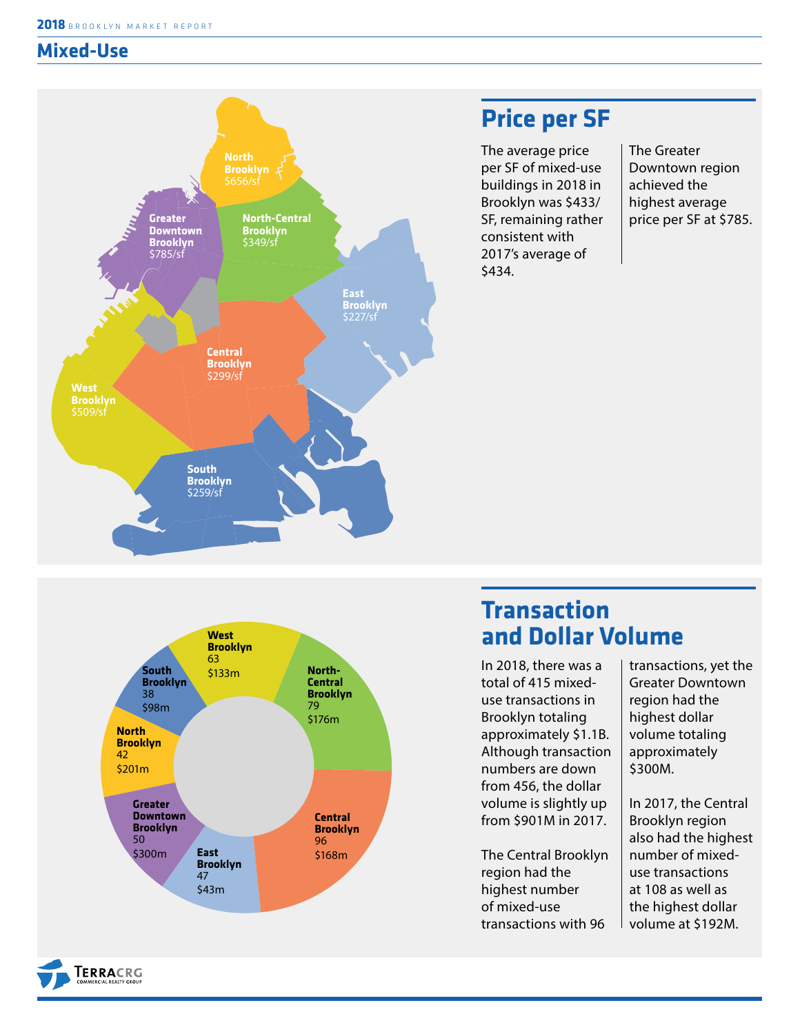## Mixed-Use

North Brooklyn
$656/sf

Greater Downtown Brooklyn
$785/sf

North-Central Brooklyn
$349/sf

East Brooklyn
$227/sf

Central Brooklyn
$299/sf

West Brooklyn
$509/sf

South Brooklyn
$259/sf

### Price per SF

The average price per SF of mixed-use buildings in 2018 in Brooklyn was $433/SF, remaining rather consistent with 2017's average of $434.

The Greater Downtown region achieved the highest average price per SF at $785.

West Brooklyn
63
$133m

North-Central Brooklyn
79
$176m

Central Brooklyn
96
$168m

East Brooklyn
47
$43m

Greater Downtown Brooklyn
50
$300m

North Brooklyn
42
$201m

South Brooklyn
38
$98m

### Transaction and Dollar Volume

In 2018, there was a total of 415 mixed-use transactions in Brooklyn totaling approximately $1.1B. Although transaction numbers are down from 456, the dollar volume is slightly up from $901M in 2017.

The Central Brooklyn region had the highest number of mixed-use transactions with 96 transactions, yet the Greater Downtown region had the highest dollar volume totaling approximately $300M.

In 2017, the Central Brooklyn region also had the highest number of mixed-use transactions at 108 as well as the highest dollar volume at $192M.